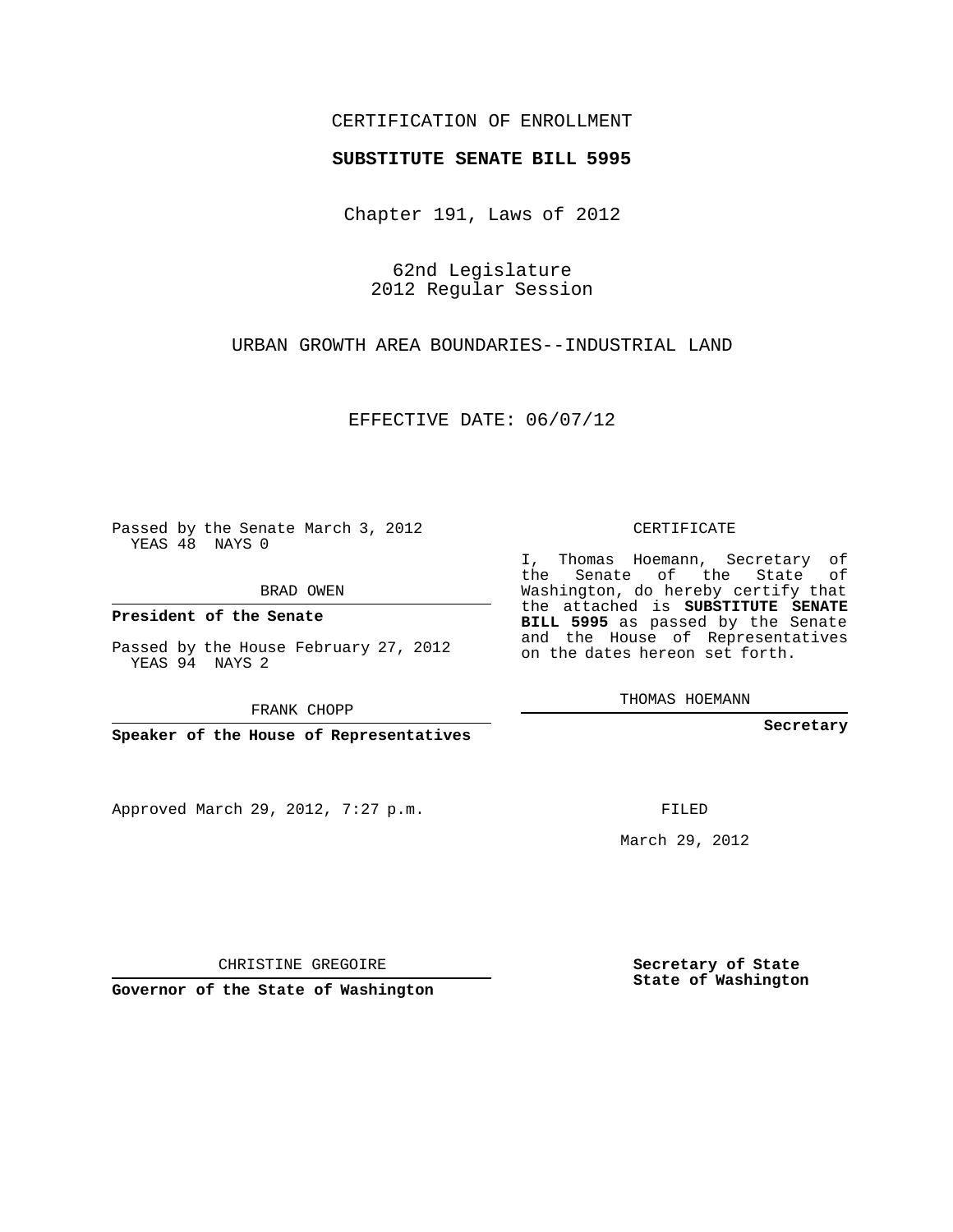CERTIFICATION OF ENROLLMENT

**SUBSTITUTE SENATE BILL 5995**

Chapter 191, Laws of 2012

62nd Legislature
2012 Regular Session

URBAN GROWTH AREA BOUNDARIES--INDUSTRIAL LAND

EFFECTIVE DATE: 06/07/12

Passed by the Senate March 3, 2012
YEAS 48 NAYS 0

BRAD OWEN

**President of the Senate**

Passed by the House February 27, 2012
YEAS 94 NAYS 2

FRANK CHOPP

**Speaker of the House of Representatives**

Approved March 29, 2012, 7:27 p.m.

CHRISTINE GREGOIRE

**Governor of the State of Washington**

CERTIFICATE

I, Thomas Hoemann, Secretary of the Senate of the State of Washington, do hereby certify that the attached is **SUBSTITUTE SENATE BILL 5995** as passed by the Senate and the House of Representatives on the dates hereon set forth.

THOMAS HOEMANN

**Secretary**

FILED

March 29, 2012

**Secretary of State**
**State of Washington**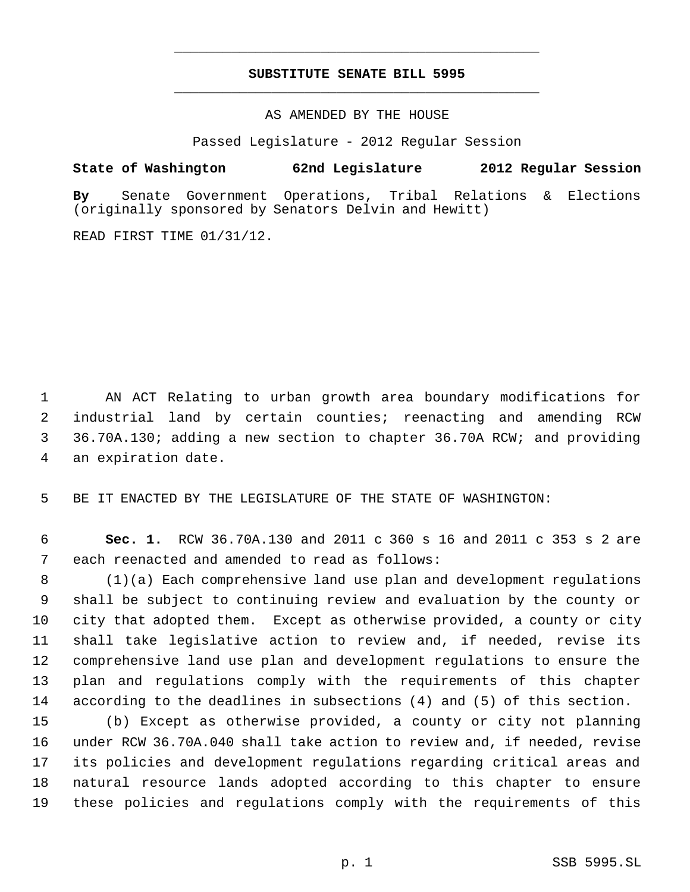# SUBSTITUTE SENATE BILL 5995

AS AMENDED BY THE HOUSE

Passed Legislature - 2012 Regular Session

**State of Washington 62nd Legislature 2012 Regular Session**

**By** Senate Government Operations, Tribal Relations & Elections (originally sponsored by Senators Delvin and Hewitt)

READ FIRST TIME 01/31/12.

AN ACT Relating to urban growth area boundary modifications for industrial land by certain counties; reenacting and amending RCW 36.70A.130; adding a new section to chapter 36.70A RCW; and providing an expiration date.

BE IT ENACTED BY THE LEGISLATURE OF THE STATE OF WASHINGTON:

**Sec. 1.** RCW 36.70A.130 and 2011 c 360 s 16 and 2011 c 353 s 2 are each reenacted and amended to read as follows:

(1)(a) Each comprehensive land use plan and development regulations shall be subject to continuing review and evaluation by the county or city that adopted them. Except as otherwise provided, a county or city shall take legislative action to review and, if needed, revise its comprehensive land use plan and development regulations to ensure the plan and regulations comply with the requirements of this chapter according to the deadlines in subsections (4) and (5) of this section.

(b) Except as otherwise provided, a county or city not planning under RCW 36.70A.040 shall take action to review and, if needed, revise its policies and development regulations regarding critical areas and natural resource lands adopted according to this chapter to ensure these policies and regulations comply with the requirements of this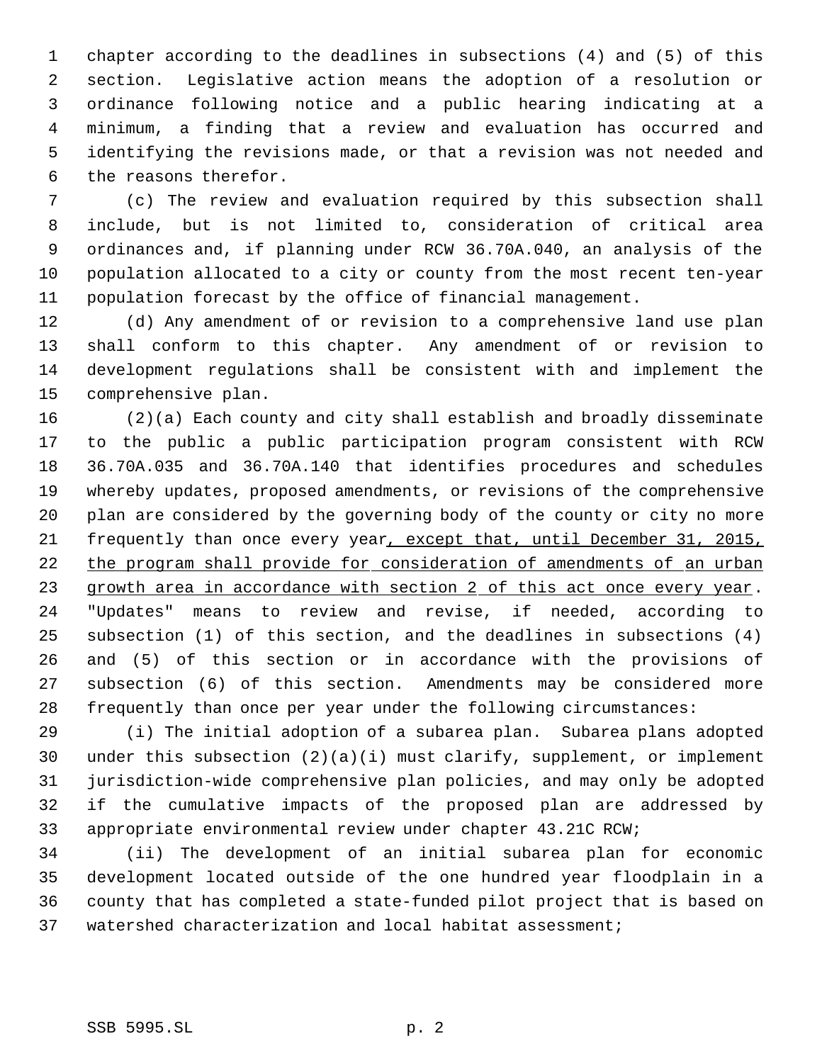chapter according to the deadlines in subsections (4) and (5) of this section. Legislative action means the adoption of a resolution or ordinance following notice and a public hearing indicating at a minimum, a finding that a review and evaluation has occurred and identifying the revisions made, or that a revision was not needed and the reasons therefor.

(c) The review and evaluation required by this subsection shall include, but is not limited to, consideration of critical area ordinances and, if planning under RCW 36.70A.040, an analysis of the population allocated to a city or county from the most recent ten-year population forecast by the office of financial management.

(d) Any amendment of or revision to a comprehensive land use plan shall conform to this chapter. Any amendment of or revision to development regulations shall be consistent with and implement the comprehensive plan.

(2)(a) Each county and city shall establish and broadly disseminate to the public a public participation program consistent with RCW 36.70A.035 and 36.70A.140 that identifies procedures and schedules whereby updates, proposed amendments, or revisions of the comprehensive plan are considered by the governing body of the county or city no more frequently than once every year<u>, except that, until December 31, 2015, the program shall provide for </u>consideration of amendments of <u>an urban growth area in accordance with section 2 of this act once every year</u>. "Updates" means to review and revise, if needed, according to subsection (1) of this section, and the deadlines in subsections (4) and (5) of this section or in accordance with the provisions of subsection (6) of this section. Amendments may be considered more frequently than once per year under the following circumstances:

(i) The initial adoption of a subarea plan. Subarea plans adopted under this subsection (2)(a)(i) must clarify, supplement, or implement jurisdiction-wide comprehensive plan policies, and may only be adopted if the cumulative impacts of the proposed plan are addressed by appropriate environmental review under chapter 43.21C RCW;

(ii) The development of an initial subarea plan for economic development located outside of the one hundred year floodplain in a county that has completed a state-funded pilot project that is based on watershed characterization and local habitat assessment;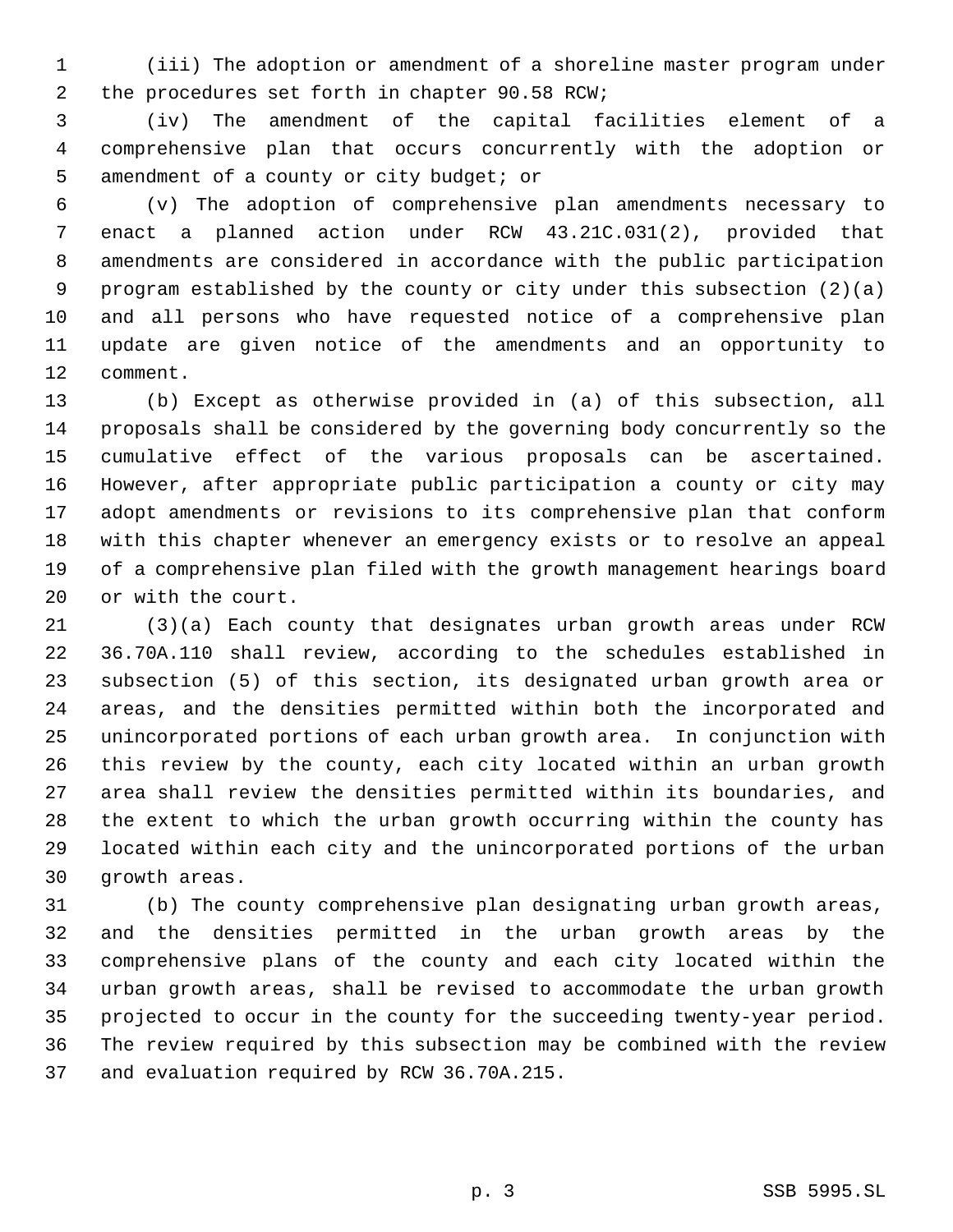(iii) The adoption or amendment of a shoreline master program under the procedures set forth in chapter 90.58 RCW;

(iv) The amendment of the capital facilities element of a comprehensive plan that occurs concurrently with the adoption or amendment of a county or city budget; or

(v) The adoption of comprehensive plan amendments necessary to enact a planned action under RCW 43.21C.031(2), provided that amendments are considered in accordance with the public participation program established by the county or city under this subsection (2)(a) and all persons who have requested notice of a comprehensive plan update are given notice of the amendments and an opportunity to comment.

(b) Except as otherwise provided in (a) of this subsection, all proposals shall be considered by the governing body concurrently so the cumulative effect of the various proposals can be ascertained. However, after appropriate public participation a county or city may adopt amendments or revisions to its comprehensive plan that conform with this chapter whenever an emergency exists or to resolve an appeal of a comprehensive plan filed with the growth management hearings board or with the court.

(3)(a) Each county that designates urban growth areas under RCW 36.70A.110 shall review, according to the schedules established in subsection (5) of this section, its designated urban growth area or areas, and the densities permitted within both the incorporated and unincorporated portions of each urban growth area. In conjunction with this review by the county, each city located within an urban growth area shall review the densities permitted within its boundaries, and the extent to which the urban growth occurring within the county has located within each city and the unincorporated portions of the urban growth areas.

(b) The county comprehensive plan designating urban growth areas, and the densities permitted in the urban growth areas by the comprehensive plans of the county and each city located within the urban growth areas, shall be revised to accommodate the urban growth projected to occur in the county for the succeeding twenty-year period. The review required by this subsection may be combined with the review and evaluation required by RCW 36.70A.215.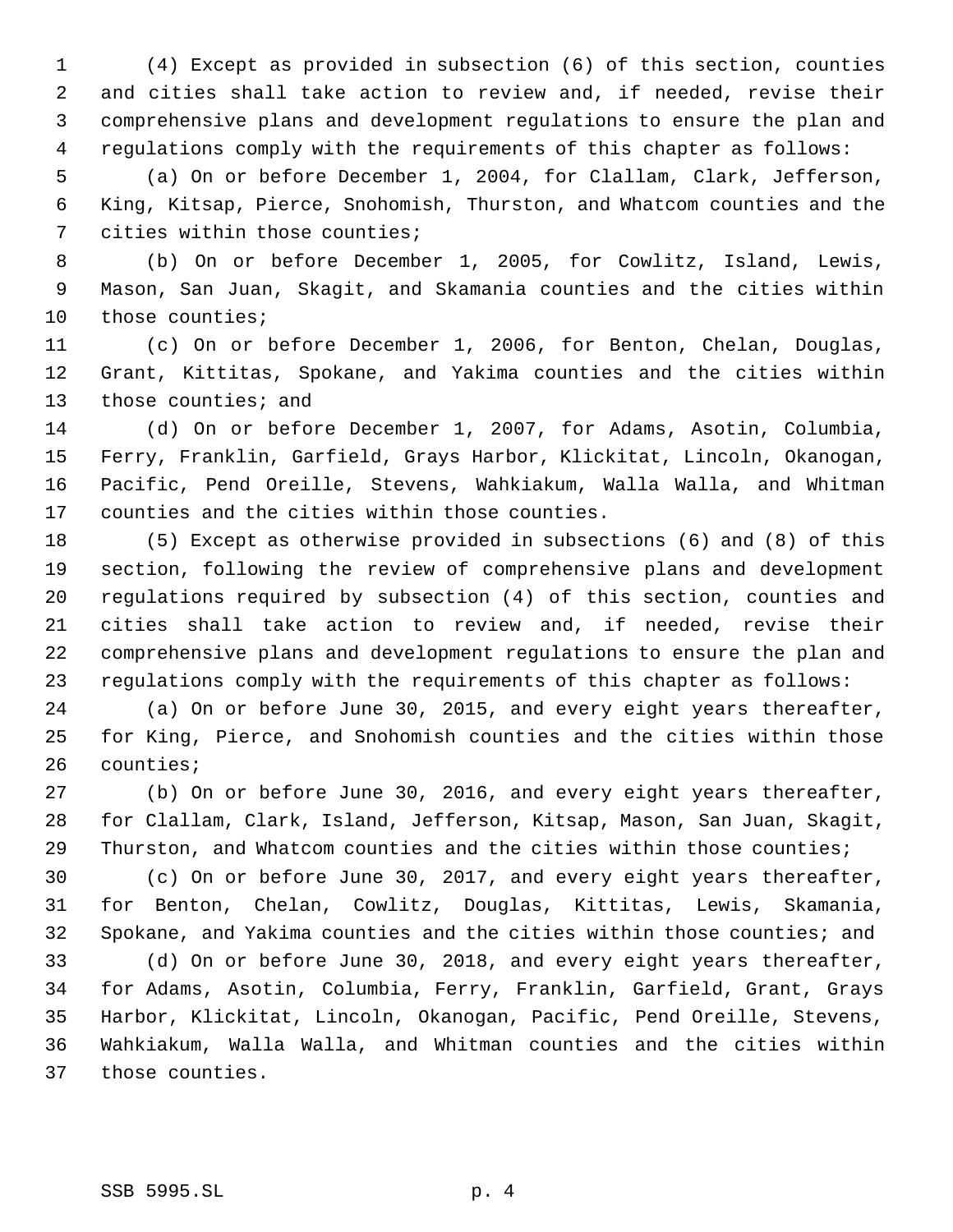(4) Except as provided in subsection (6) of this section, counties and cities shall take action to review and, if needed, revise their comprehensive plans and development regulations to ensure the plan and regulations comply with the requirements of this chapter as follows:

(a) On or before December 1, 2004, for Clallam, Clark, Jefferson, King, Kitsap, Pierce, Snohomish, Thurston, and Whatcom counties and the cities within those counties;

(b) On or before December 1, 2005, for Cowlitz, Island, Lewis, Mason, San Juan, Skagit, and Skamania counties and the cities within those counties;

(c) On or before December 1, 2006, for Benton, Chelan, Douglas, Grant, Kittitas, Spokane, and Yakima counties and the cities within those counties; and

(d) On or before December 1, 2007, for Adams, Asotin, Columbia, Ferry, Franklin, Garfield, Grays Harbor, Klickitat, Lincoln, Okanogan, Pacific, Pend Oreille, Stevens, Wahkiakum, Walla Walla, and Whitman counties and the cities within those counties.

(5) Except as otherwise provided in subsections (6) and (8) of this section, following the review of comprehensive plans and development regulations required by subsection (4) of this section, counties and cities shall take action to review and, if needed, revise their comprehensive plans and development regulations to ensure the plan and regulations comply with the requirements of this chapter as follows:

(a) On or before June 30, 2015, and every eight years thereafter, for King, Pierce, and Snohomish counties and the cities within those counties;

(b) On or before June 30, 2016, and every eight years thereafter, for Clallam, Clark, Island, Jefferson, Kitsap, Mason, San Juan, Skagit, Thurston, and Whatcom counties and the cities within those counties;

(c) On or before June 30, 2017, and every eight years thereafter, for Benton, Chelan, Cowlitz, Douglas, Kittitas, Lewis, Skamania, Spokane, and Yakima counties and the cities within those counties; and

(d) On or before June 30, 2018, and every eight years thereafter, for Adams, Asotin, Columbia, Ferry, Franklin, Garfield, Grant, Grays Harbor, Klickitat, Lincoln, Okanogan, Pacific, Pend Oreille, Stevens, Wahkiakum, Walla Walla, and Whitman counties and the cities within those counties.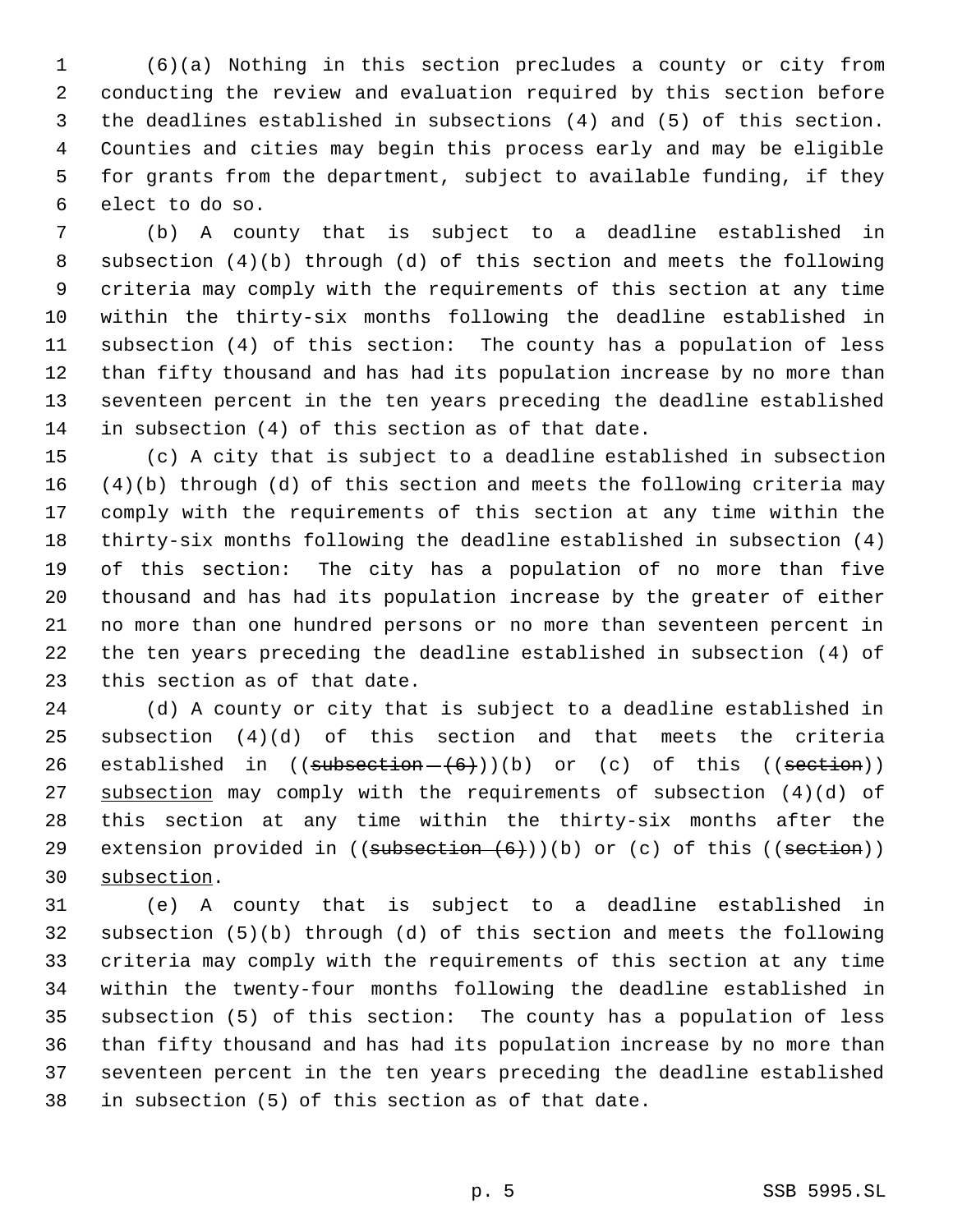(6)(a) Nothing in this section precludes a county or city from conducting the review and evaluation required by this section before the deadlines established in subsections (4) and (5) of this section. Counties and cities may begin this process early and may be eligible for grants from the department, subject to available funding, if they elect to do so.

(b) A county that is subject to a deadline established in subsection (4)(b) through (d) of this section and meets the following criteria may comply with the requirements of this section at any time within the thirty-six months following the deadline established in subsection (4) of this section: The county has a population of less than fifty thousand and has had its population increase by no more than seventeen percent in the ten years preceding the deadline established in subsection (4) of this section as of that date.

(c) A city that is subject to a deadline established in subsection (4)(b) through (d) of this section and meets the following criteria may comply with the requirements of this section at any time within the thirty-six months following the deadline established in subsection (4) of this section: The city has a population of no more than five thousand and has had its population increase by the greater of either no more than one hundred persons or no more than seventeen percent in the ten years preceding the deadline established in subsection (4) of this section as of that date.

(d) A county or city that is subject to a deadline established in subsection (4)(d) of this section and that meets the criteria established in ((~~subsection (6)~~))(b) or (c) of this ((~~section~~)) <u>subsection</u> may comply with the requirements of subsection (4)(d) of this section at any time within the thirty-six months after the extension provided in ((~~subsection (6)~~))(b) or (c) of this ((~~section~~)) <u>subsection</u>.

(e) A county that is subject to a deadline established in subsection (5)(b) through (d) of this section and meets the following criteria may comply with the requirements of this section at any time within the twenty-four months following the deadline established in subsection (5) of this section: The county has a population of less than fifty thousand and has had its population increase by no more than seventeen percent in the ten years preceding the deadline established in subsection (5) of this section as of that date.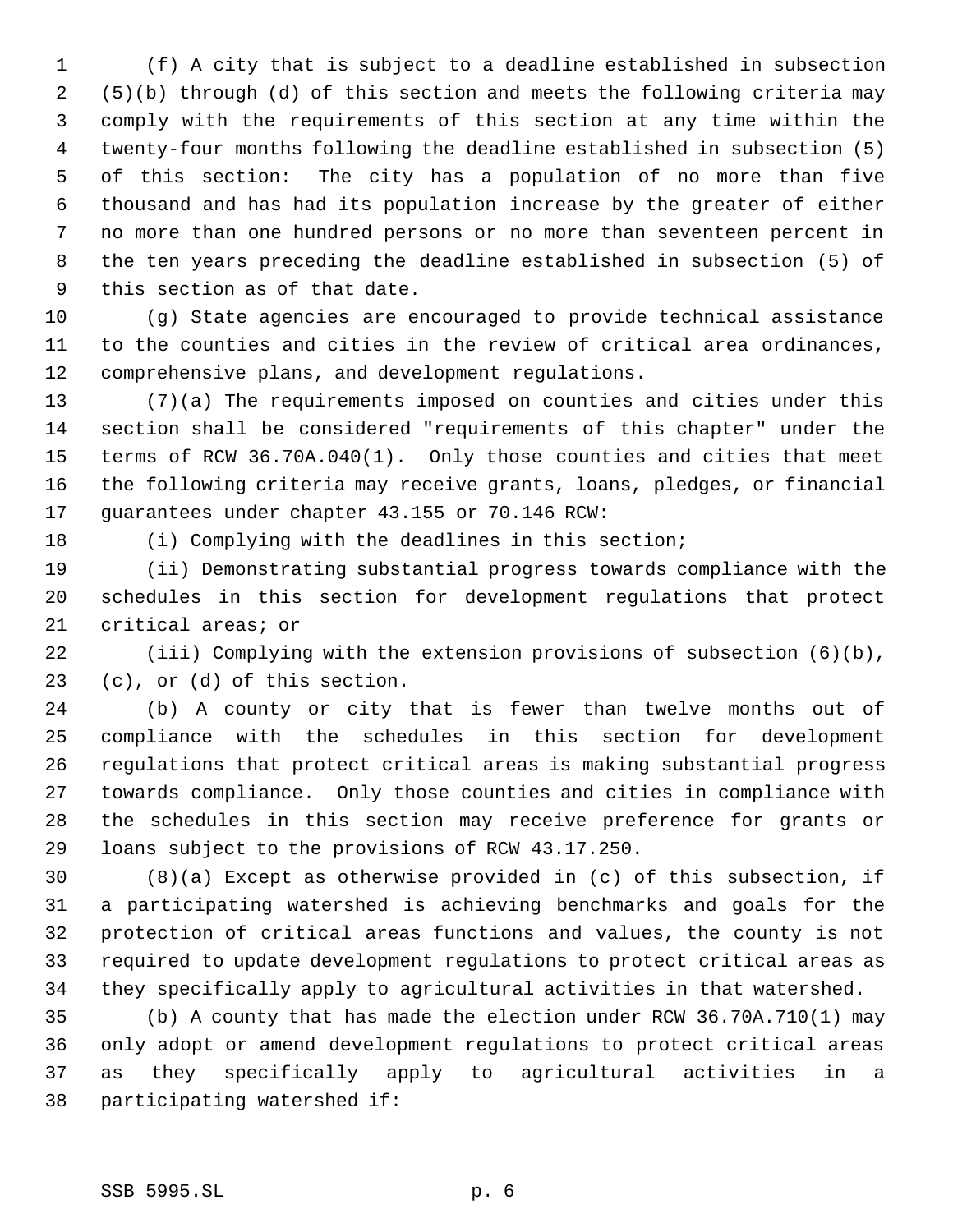(f) A city that is subject to a deadline established in subsection (5)(b) through (d) of this section and meets the following criteria may comply with the requirements of this section at any time within the twenty-four months following the deadline established in subsection (5) of this section: The city has a population of no more than five thousand and has had its population increase by the greater of either no more than one hundred persons or no more than seventeen percent in the ten years preceding the deadline established in subsection (5) of this section as of that date.

(g) State agencies are encouraged to provide technical assistance to the counties and cities in the review of critical area ordinances, comprehensive plans, and development regulations.

(7)(a) The requirements imposed on counties and cities under this section shall be considered "requirements of this chapter" under the terms of RCW 36.70A.040(1). Only those counties and cities that meet the following criteria may receive grants, loans, pledges, or financial guarantees under chapter 43.155 or 70.146 RCW:

(i) Complying with the deadlines in this section;

(ii) Demonstrating substantial progress towards compliance with the schedules in this section for development regulations that protect critical areas; or

(iii) Complying with the extension provisions of subsection (6)(b), (c), or (d) of this section.

(b) A county or city that is fewer than twelve months out of compliance with the schedules in this section for development regulations that protect critical areas is making substantial progress towards compliance. Only those counties and cities in compliance with the schedules in this section may receive preference for grants or loans subject to the provisions of RCW 43.17.250.

(8)(a) Except as otherwise provided in (c) of this subsection, if a participating watershed is achieving benchmarks and goals for the protection of critical areas functions and values, the county is not required to update development regulations to protect critical areas as they specifically apply to agricultural activities in that watershed.

(b) A county that has made the election under RCW 36.70A.710(1) may only adopt or amend development regulations to protect critical areas as they specifically apply to agricultural activities in a participating watershed if: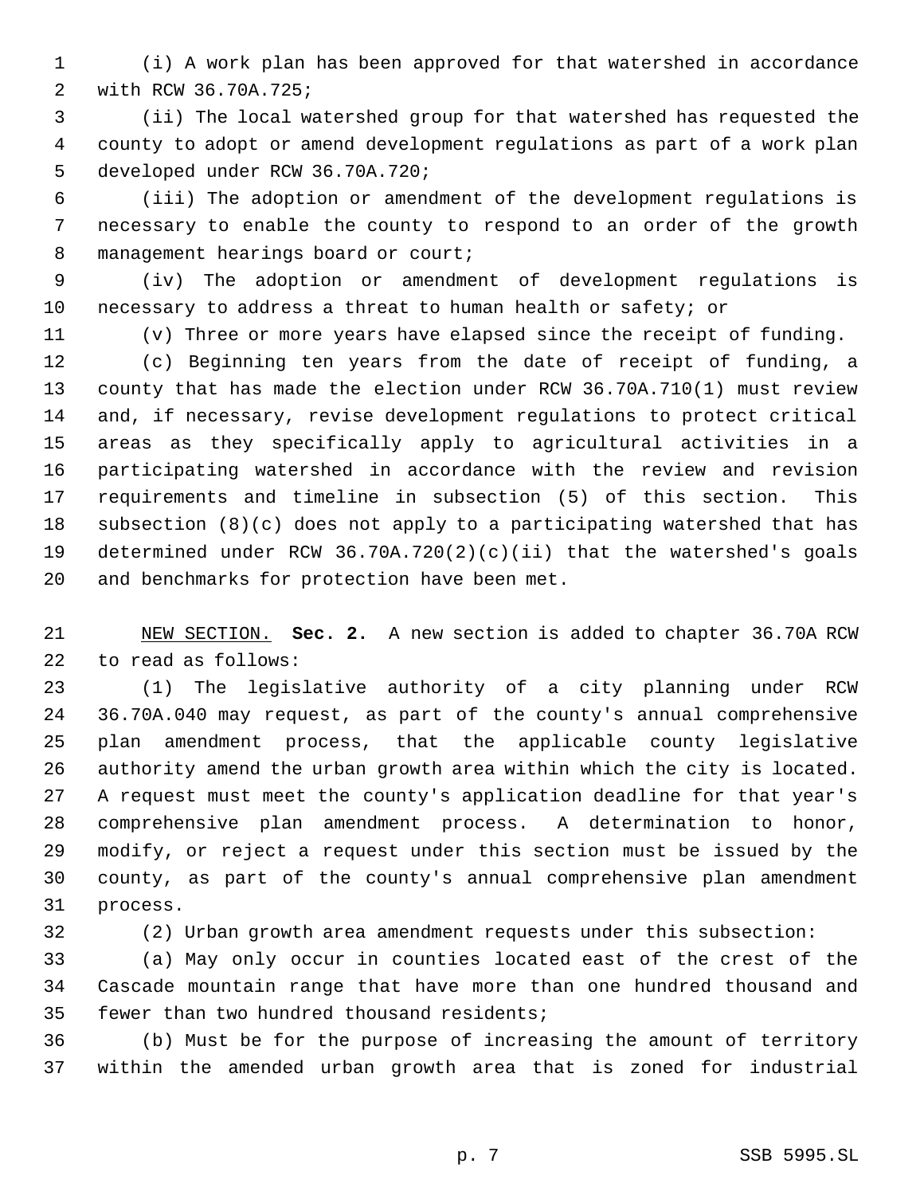(i) A work plan has been approved for that watershed in accordance with RCW 36.70A.725;

(ii) The local watershed group for that watershed has requested the county to adopt or amend development regulations as part of a work plan developed under RCW 36.70A.720;

(iii) The adoption or amendment of the development regulations is necessary to enable the county to respond to an order of the growth management hearings board or court;

(iv) The adoption or amendment of development regulations is necessary to address a threat to human health or safety; or

(v) Three or more years have elapsed since the receipt of funding.

(c) Beginning ten years from the date of receipt of funding, a county that has made the election under RCW 36.70A.710(1) must review and, if necessary, revise development regulations to protect critical areas as they specifically apply to agricultural activities in a participating watershed in accordance with the review and revision requirements and timeline in subsection (5) of this section. This subsection (8)(c) does not apply to a participating watershed that has determined under RCW 36.70A.720(2)(c)(ii) that the watershed's goals and benchmarks for protection have been met.

NEW SECTION. **Sec. 2.** A new section is added to chapter 36.70A RCW to read as follows:

(1) The legislative authority of a city planning under RCW 36.70A.040 may request, as part of the county's annual comprehensive plan amendment process, that the applicable county legislative authority amend the urban growth area within which the city is located. A request must meet the county's application deadline for that year's comprehensive plan amendment process. A determination to honor, modify, or reject a request under this section must be issued by the county, as part of the county's annual comprehensive plan amendment process.

(2) Urban growth area amendment requests under this subsection:

(a) May only occur in counties located east of the crest of the Cascade mountain range that have more than one hundred thousand and fewer than two hundred thousand residents;

(b) Must be for the purpose of increasing the amount of territory within the amended urban growth area that is zoned for industrial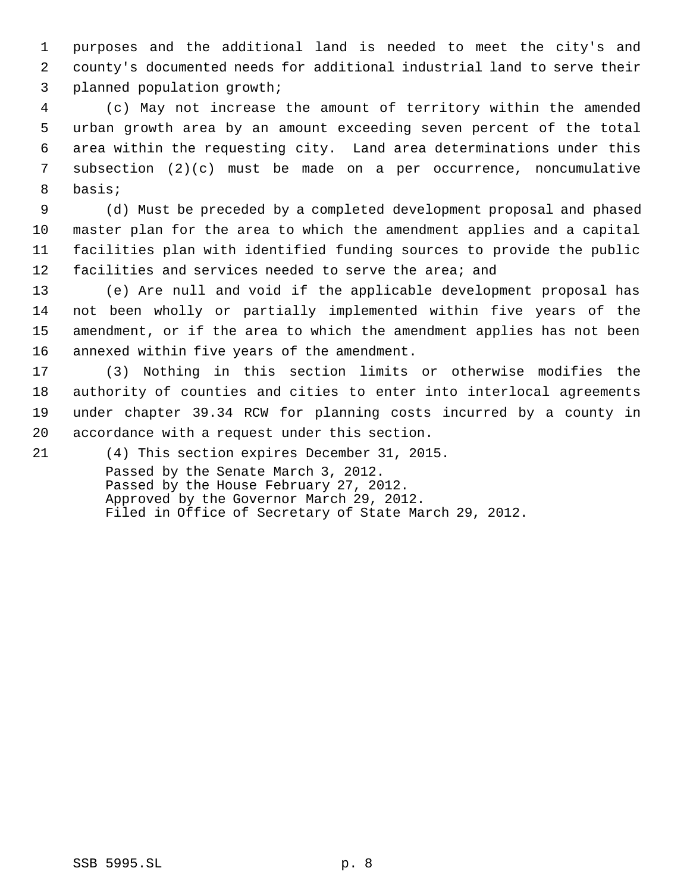purposes and the additional land is needed to meet the city's and county's documented needs for additional industrial land to serve their planned population growth;

(c) May not increase the amount of territory within the amended urban growth area by an amount exceeding seven percent of the total area within the requesting city. Land area determinations under this subsection (2)(c) must be made on a per occurrence, noncumulative basis;

(d) Must be preceded by a completed development proposal and phased master plan for the area to which the amendment applies and a capital facilities plan with identified funding sources to provide the public facilities and services needed to serve the area; and

(e) Are null and void if the applicable development proposal has not been wholly or partially implemented within five years of the amendment, or if the area to which the amendment applies has not been annexed within five years of the amendment.

(3) Nothing in this section limits or otherwise modifies the authority of counties and cities to enter into interlocal agreements under chapter 39.34 RCW for planning costs incurred by a county in accordance with a request under this section.

(4) This section expires December 31, 2015.

Passed by the Senate March 3, 2012.
Passed by the House February 27, 2012.
Approved by the Governor March 29, 2012.
Filed in Office of Secretary of State March 29, 2012.